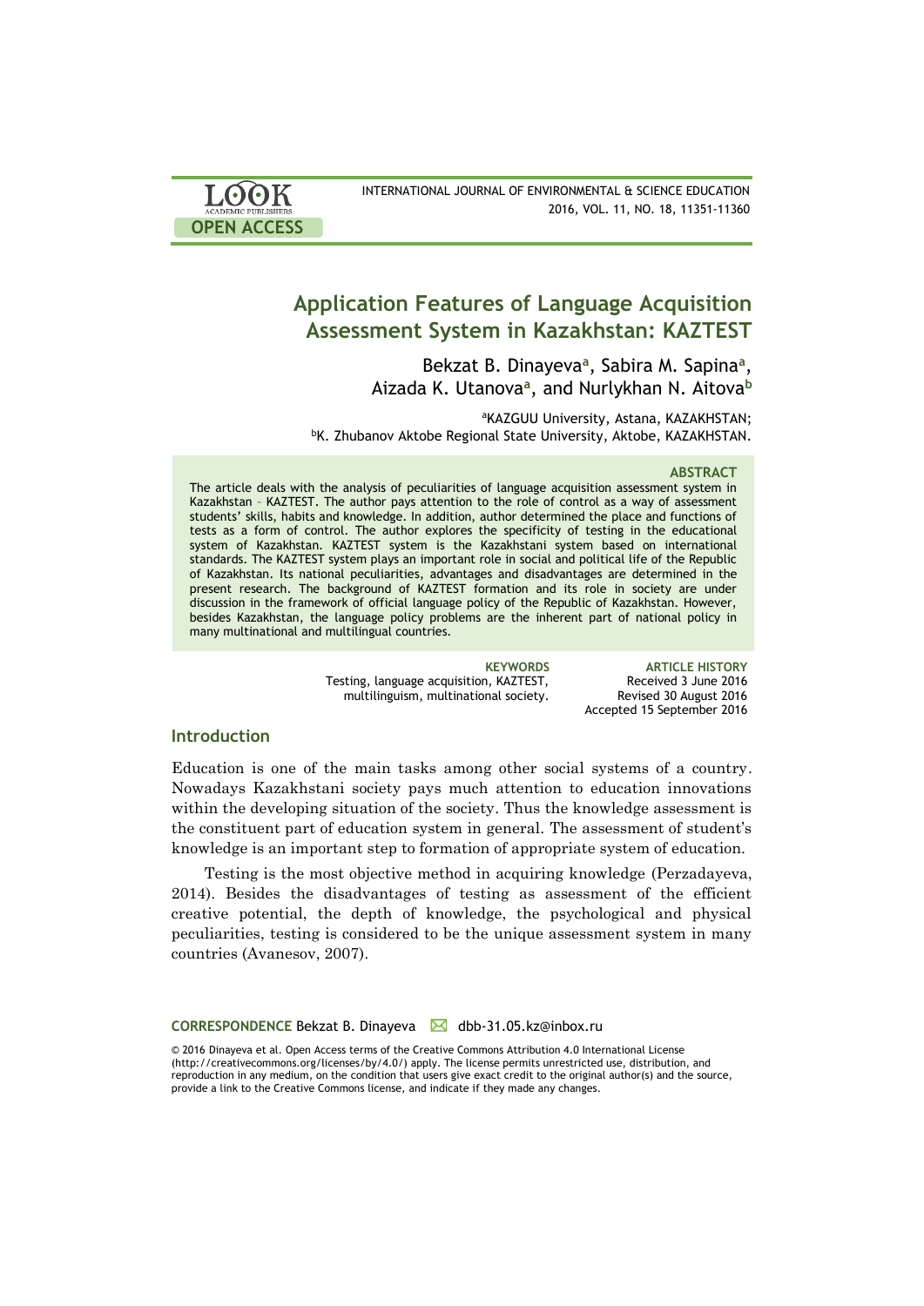# Application Features of Language Acquisition Assessment System in Kazakhstan: KAZTEST

Bekzat B. Dinayeva[a], Sabira M. Sapina[a], Aizada K. Utanova[a], and Nurlykhan N. Aitova[b]

[a]KAZGUU University, Astana, KAZAKHSTAN;
[b]K. Zhubanov Aktobe Regional State University, Aktobe, KAZAKHSTAN.

### ABSTRACT

The article deals with the analysis of peculiarities of language acquisition assessment system in Kazakhstan – KAZTEST. The author pays attention to the role of control as a way of assessment students' skills, habits and knowledge. In addition, author determined the place and functions of tests as a form of control. The author explores the specificity of testing in the educational system of Kazakhstan. KAZTEST system is the Kazakhstani system based on international standards. The KAZTEST system plays an important role in social and political life of the Republic of Kazakhstan. Its national peculiarities, advantages and disadvantages are determined in the present research. The background of KAZTEST formation and its role in society are under discussion in the framework of official language policy of the Republic of Kazakhstan. However, besides Kazakhstan, the language policy problems are the inherent part of national policy in many multinational and multilingual countries.

**KEYWORDS**
Testing, language acquisition, KAZTEST, multilinguism, multinational society.

**ARTICLE HISTORY**
Received 3 June 2016
Revised 30 August 2016
Accepted 15 September 2016

## Introduction

Education is one of the main tasks among other social systems of a country. Nowadays Kazakhstani society pays much attention to education innovations within the developing situation of the society. Thus the knowledge assessment is the constituent part of education system in general. The assessment of student's knowledge is an important step to formation of appropriate system of education.

Testing is the most objective method in acquiring knowledge (Perzadayeva, 2014). Besides the disadvantages of testing as assessment of the efficient creative potential, the depth of knowledge, the psychological and physical peculiarities, testing is considered to be the unique assessment system in many countries (Avanesov, 2007).

**CORRESPONDENCE** Bekzat B. Dinayeva ✉ dbb-31.05.kz@inbox.ru

© 2016 Dinayeva et al. Open Access terms of the Creative Commons Attribution 4.0 International License (http://creativecommons.org/licenses/by/4.0/) apply. The license permits unrestricted use, distribution, and reproduction in any medium, on the condition that users give exact credit to the original author(s) and the source, provide a link to the Creative Commons license, and indicate if they made any changes.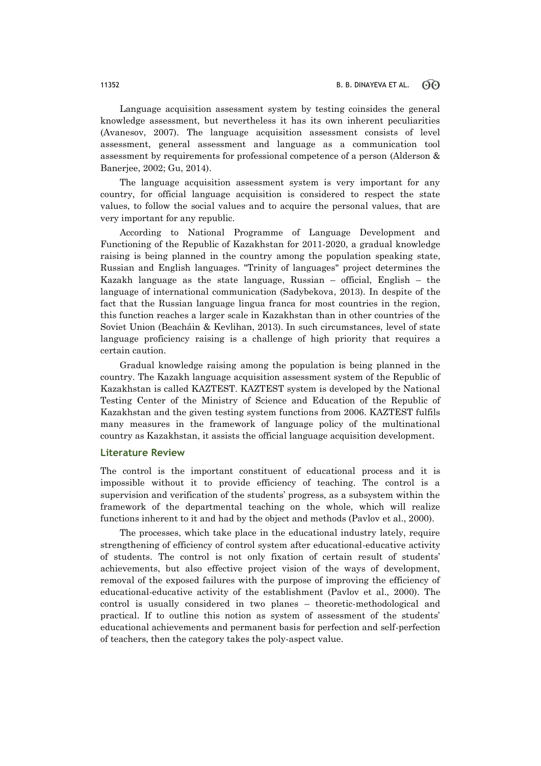Language acquisition assessment system by testing coinsides the general knowledge assessment, but nevertheless it has its own inherent peculiarities (Avanesov, 2007). The language acquisition assessment consists of level assessment, general assessment and language as a communication tool assessment by requirements for professional competence of a person (Alderson & Banerjee, 2002; Gu, 2014).

The language acquisition assessment system is very important for any country, for official language acquisition is considered to respect the state values, to follow the social values and to acquire the personal values, that are very important for any republic.

According to National Programme of Language Development and Functioning of the Republic of Kazakhstan for 2011-2020, a gradual knowledge raising is being planned in the country among the population speaking state, Russian and English languages. "Trinity of languages" project determines the Kazakh language as the state language, Russian – official, English – the language of international communication (Sadybekova, 2013). In despite of the fact that the Russian language lingua franca for most countries in the region, this function reaches a larger scale in Kazakhstan than in other countries of the Soviet Union (Beacháin & Kevlihan, 2013). In such circumstances, level of state language proficiency raising is a challenge of high priority that requires a certain caution.

Gradual knowledge raising among the population is being planned in the country. The Kazakh language acquisition assessment system of the Republic of Kazakhstan is called KAZTEST. KAZTEST system is developed by the National Testing Center of the Ministry of Science and Education of the Republic of Kazakhstan and the given testing system functions from 2006. KAZTEST fulfils many measures in the framework of language policy of the multinational country as Kazakhstan, it assists the official language acquisition development.

## Literature Review

The control is the important constituent of educational process and it is impossible without it to provide efficiency of teaching. The control is a supervision and verification of the students' progress, as a subsystem within the framework of the departmental teaching on the whole, which will realize functions inherent to it and had by the object and methods (Pavlov et al., 2000).

The processes, which take place in the educational industry lately, require strengthening of efficiency of control system after educational-educative activity of students. The control is not only fixation of certain result of students' achievements, but also effective project vision of the ways of development, removal of the exposed failures with the purpose of improving the efficiency of educational-educative activity of the establishment (Pavlov et al., 2000). The control is usually considered in two planes – theoretic-methodological and practical. If to outline this notion as system of assessment of the students' educational achievements and permanent basis for perfection and self-perfection of teachers, then the category takes the poly-aspect value.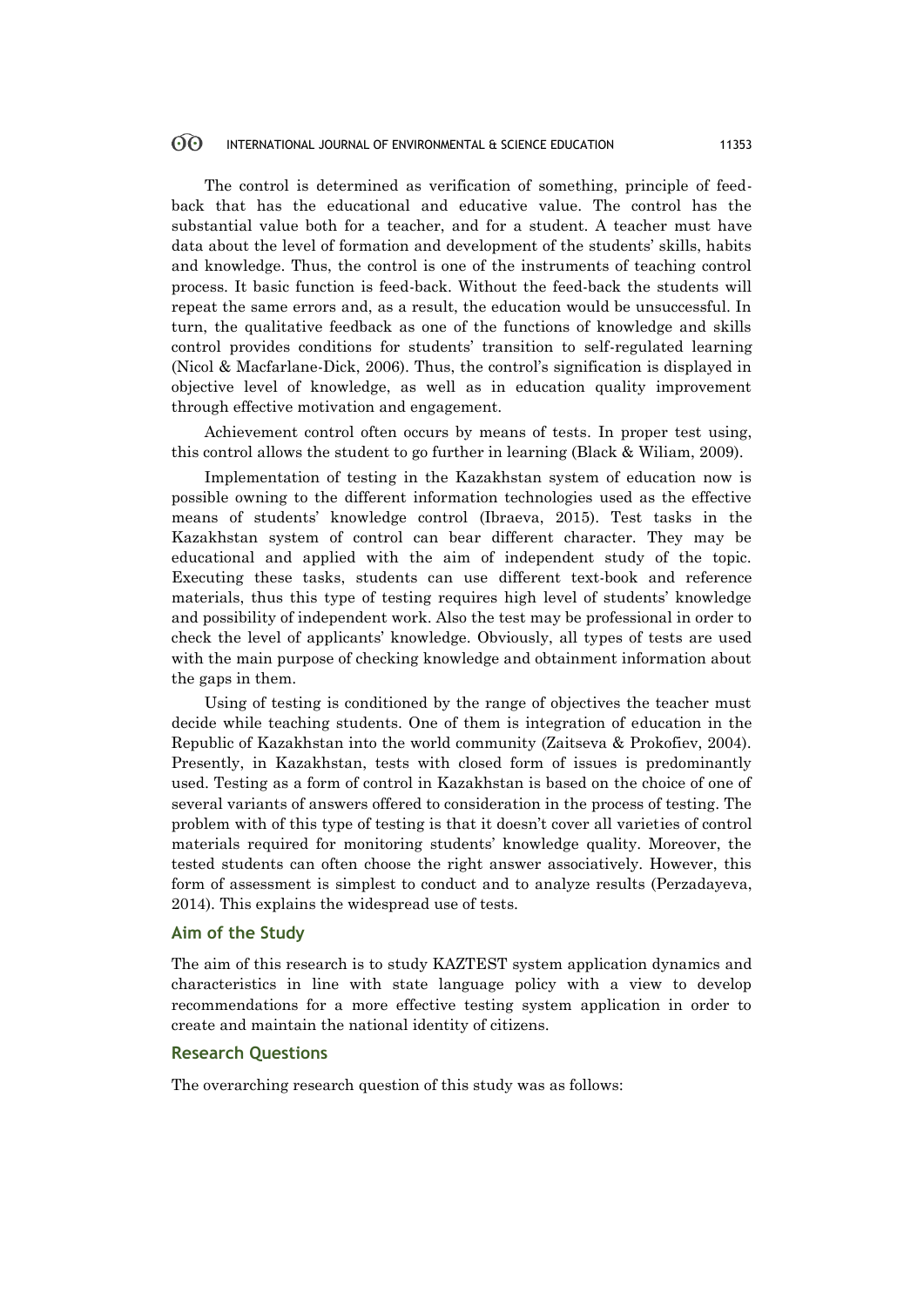The control is determined as verification of something, principle of feed-back that has the educational and educative value. The control has the substantial value both for a teacher, and for a student. A teacher must have data about the level of formation and development of the students' skills, habits and knowledge. Thus, the control is one of the instruments of teaching control process. It basic function is feed-back. Without the feed-back the students will repeat the same errors and, as a result, the education would be unsuccessful. In turn, the qualitative feedback as one of the functions of knowledge and skills control provides conditions for students' transition to self-regulated learning (Nicol & Macfarlane-Dick, 2006). Thus, the control's signification is displayed in objective level of knowledge, as well as in education quality improvement through effective motivation and engagement.

Achievement control often occurs by means of tests. In proper test using, this control allows the student to go further in learning (Black & Wiliam, 2009).

Implementation of testing in the Kazakhstan system of education now is possible owning to the different information technologies used as the effective means of students' knowledge control (Ibraeva, 2015). Test tasks in the Kazakhstan system of control can bear different character. They may be educational and applied with the aim of independent study of the topic. Executing these tasks, students can use different text-book and reference materials, thus this type of testing requires high level of students' knowledge and possibility of independent work. Also the test may be professional in order to check the level of applicants' knowledge. Obviously, all types of tests are used with the main purpose of checking knowledge and obtainment information about the gaps in them.

Using of testing is conditioned by the range of objectives the teacher must decide while teaching students. One of them is integration of education in the Republic of Kazakhstan into the world community (Zaitseva & Prokofiev, 2004). Presently, in Kazakhstan, tests with closed form of issues is predominantly used. Testing as a form of control in Kazakhstan is based on the choice of one of several variants of answers offered to consideration in the process of testing. The problem with of this type of testing is that it doesn't cover all varieties of control materials required for monitoring students' knowledge quality. Moreover, the tested students can often choose the right answer associatively. However, this form of assessment is simplest to conduct and to analyze results (Perzadayeva, 2014). This explains the widespread use of tests.

## Aim of the Study

The aim of this research is to study KAZTEST system application dynamics and characteristics in line with state language policy with a view to develop recommendations for a more effective testing system application in order to create and maintain the national identity of citizens.

## Research Questions

The overarching research question of this study was as follows: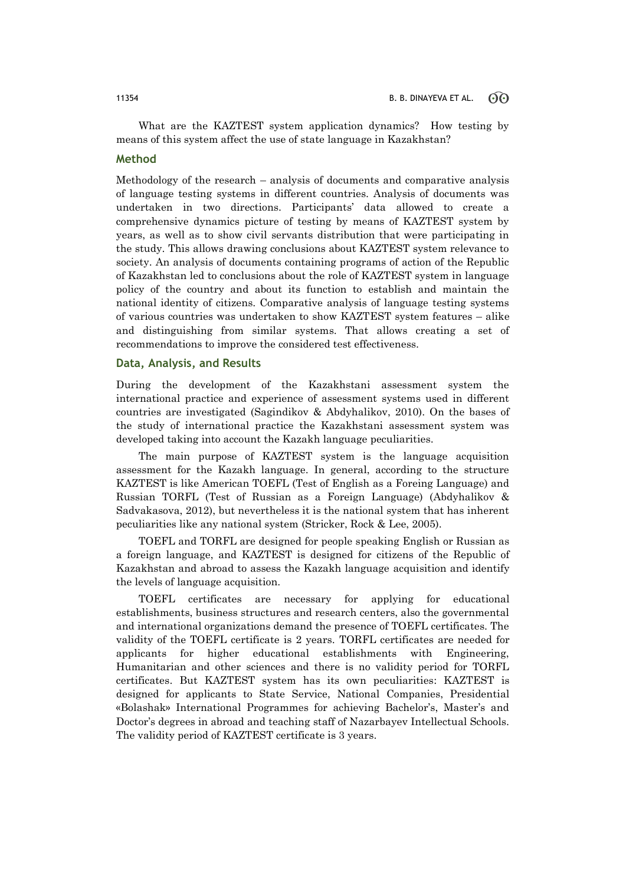What are the KAZTEST system application dynamics? How testing by means of this system affect the use of state language in Kazakhstan?

## Method

Methodology of the research – analysis of documents and comparative analysis of language testing systems in different countries. Analysis of documents was undertaken in two directions. Participants' data allowed to create a comprehensive dynamics picture of testing by means of KAZTEST system by years, as well as to show civil servants distribution that were participating in the study. This allows drawing conclusions about KAZTEST system relevance to society. An analysis of documents containing programs of action of the Republic of Kazakhstan led to conclusions about the role of KAZTEST system in language policy of the country and about its function to establish and maintain the national identity of citizens. Comparative analysis of language testing systems of various countries was undertaken to show KAZTEST system features – alike and distinguishing from similar systems. That allows creating a set of recommendations to improve the considered test effectiveness.

## Data, Analysis, and Results

During the development of the Kazakhstani assessment system the international practice and experience of assessment systems used in different countries are investigated (Sagindikov & Abdyhalikov, 2010). On the bases of the study of international practice the Kazakhstani assessment system was developed taking into account the Kazakh language peculiarities.

The main purpose of KAZTEST system is the language acquisition assessment for the Kazakh language. In general, according to the structure KAZTEST is like American TOEFL (Test of English as a Foreing Language) and Russian TORFL (Test of Russian as a Foreign Language) (Abdyhalikov & Sadvakasova, 2012), but nevertheless it is the national system that has inherent peculiarities like any national system (Stricker, Rock & Lee, 2005).

TOEFL and TORFL are designed for people speaking English or Russian as a foreign language, and KAZTEST is designed for citizens of the Republic of Kazakhstan and abroad to assess the Kazakh language acquisition and identify the levels of language acquisition.

TOEFL certificates are necessary for applying for educational establishments, business structures and research centers, also the governmental and international organizations demand the presence of TOEFL certificates. The validity of the TOEFL certificate is 2 years. TORFL certificates are needed for applicants for higher educational establishments with Engineering, Humanitarian and other sciences and there is no validity period for TORFL certificates. But KAZTEST system has its own peculiarities: KAZTEST is designed for applicants to State Service, National Companies, Presidential «Bolashak» International Programmes for achieving Bachelor's, Master's and Doctor's degrees in abroad and teaching staff of Nazarbayev Intellectual Schools. The validity period of KAZTEST certificate is 3 years.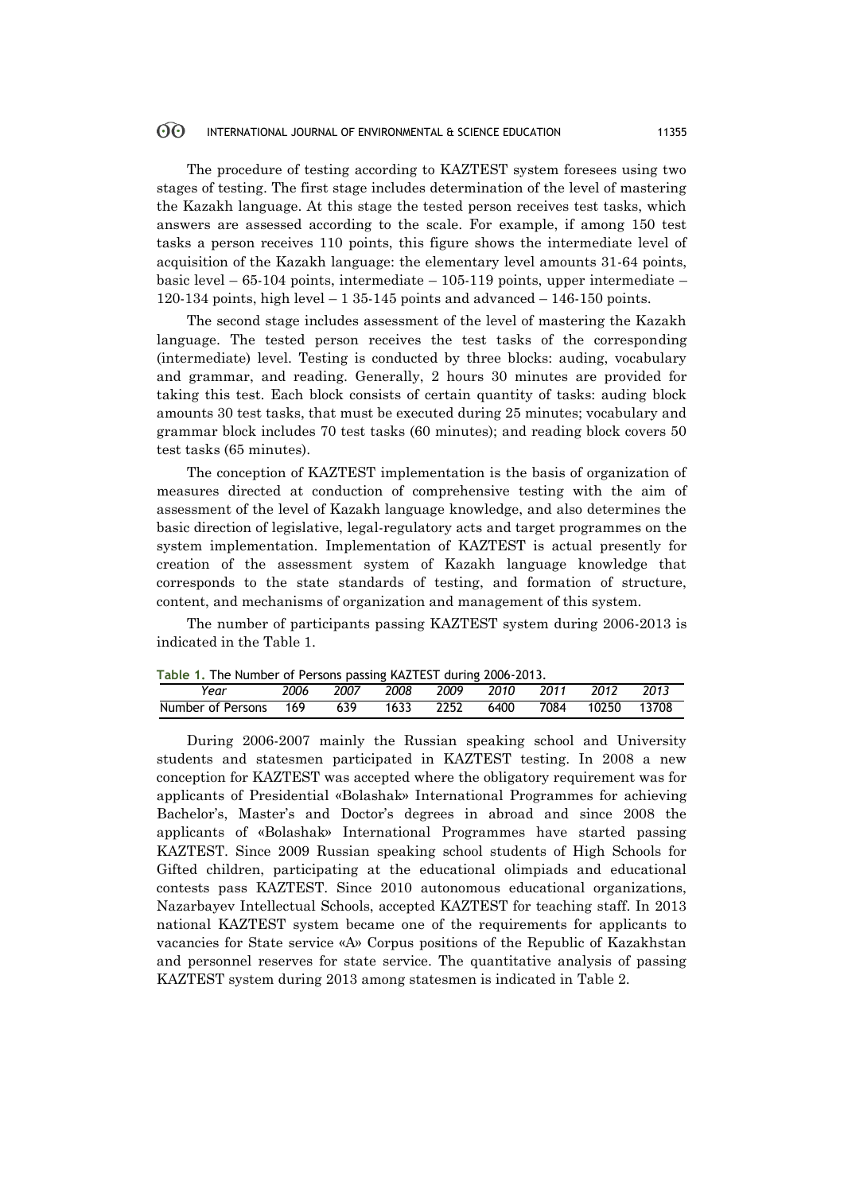The procedure of testing according to KAZTEST system foresees using two stages of testing. The first stage includes determination of the level of mastering the Kazakh language. At this stage the tested person receives test tasks, which answers are assessed according to the scale. For example, if among 150 test tasks a person receives 110 points, this figure shows the intermediate level of acquisition of the Kazakh language: the elementary level amounts 31-64 points, basic level – 65-104 points, intermediate – 105-119 points, upper intermediate – 120-134 points, high level – 1 35-145 points and advanced – 146-150 points.

The second stage includes assessment of the level of mastering the Kazakh language. The tested person receives the test tasks of the corresponding (intermediate) level. Testing is conducted by three blocks: auding, vocabulary and grammar, and reading. Generally, 2 hours 30 minutes are provided for taking this test. Each block consists of certain quantity of tasks: auding block amounts 30 test tasks, that must be executed during 25 minutes; vocabulary and grammar block includes 70 test tasks (60 minutes); and reading block covers 50 test tasks (65 minutes).

The conception of KAZTEST implementation is the basis of organization of measures directed at conduction of comprehensive testing with the aim of assessment of the level of Kazakh language knowledge, and also determines the basic direction of legislative, legal-regulatory acts and target programmes on the system implementation. Implementation of KAZTEST is actual presently for creation of the assessment system of Kazakh language knowledge that corresponds to the state standards of testing, and formation of structure, content, and mechanisms of organization and management of this system.

The number of participants passing KAZTEST system during 2006-2013 is indicated in the Table 1.

**Table 1.** The Number of Persons passing KAZTEST during 2006-2013.

| *Year* | *2006* | *2007* | *2008* | *2009* | *2010* | *2011* | *2012* | *2013* |
|---|---|---|---|---|---|---|---|---|
| Number of Persons | 169 | 639 | 1633 | 2252 | 6400 | 7084 | 10250 | 13708 |

During 2006-2007 mainly the Russian speaking school and University students and statesmen participated in KAZTEST testing. In 2008 a new conception for KAZTEST was accepted where the obligatory requirement was for applicants of Presidential «Bolashak» International Programmes for achieving Bachelor's, Master's and Doctor's degrees in abroad and since 2008 the applicants of «Bolashak» International Programmes have started passing KAZTEST. Since 2009 Russian speaking school students of High Schools for Gifted children, participating at the educational olimpiads and educational contests pass KAZTEST. Since 2010 autonomous educational organizations, Nazarbayev Intellectual Schools, accepted KAZTEST for teaching staff. In 2013 national KAZTEST system became one of the requirements for applicants to vacancies for State service «A» Corpus positions of the Republic of Kazakhstan and personnel reserves for state service. The quantitative analysis of passing KAZTEST system during 2013 among statesmen is indicated in Table 2.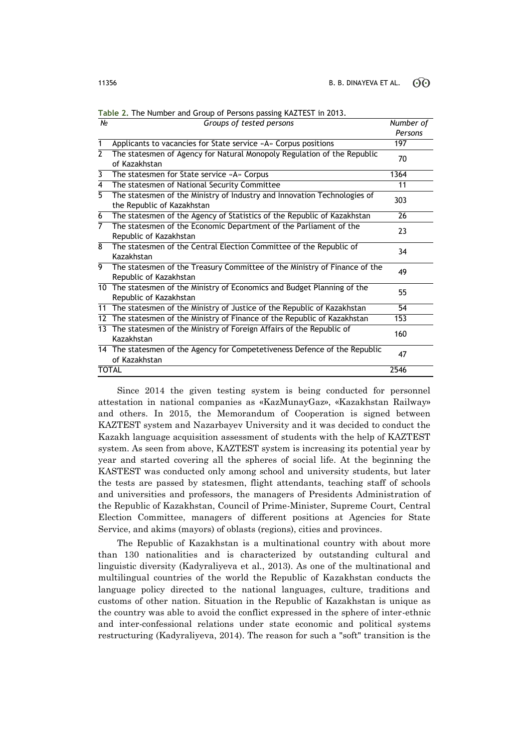**Table 2.** The Number and Group of Persons passing KAZTEST in 2013.

| № | *Groups of tested persons* | *Number of Persons* |
|---|---|---|
| 1 | Applicants to vacancies for State service «A» Corpus positions | 197 |
| 2 | The statesmen of Agency for Natural Monopoly Regulation of the Republic of Kazakhstan | 70 |
| 3 | The statesmen for State service «A» Corpus | 1364 |
| 4 | The statesmen of National Security Committee | 11 |
| 5 | The statesmen of the Ministry of Industry and Innovation Technologies of the Republic of Kazakhstan | 303 |
| 6 | The statesmen of the Agency of Statistics of the Republic of Kazakhstan | 26 |
| 7 | The statesmen of the Economic Department of the Parliament of the Republic of Kazakhstan | 23 |
| 8 | The statesmen of the Central Election Committee of the Republic of Kazakhstan | 34 |
| 9 | The statesmen of the Treasury Committee of the Ministry of Finance of the Republic of Kazakhstan | 49 |
| 10 | The statesmen of the Ministry of Economics and Budget Planning of the Republic of Kazakhstan | 55 |
| 11 | The statesmen of the Ministry of Justice of the Republic of Kazakhstan | 54 |
| 12 | The statesmen of the Ministry of Finance of the Republic of Kazakhstan | 153 |
| 13 | The statesmen of the Ministry of Foreign Affairs of the Republic of Kazakhstan | 160 |
| 14 | The statesmen of the Agency for Competetiveness Defence of the Republic of Kazakhstan | 47 |
| TOTAL | | 2546 |

Since 2014 the given testing system is being conducted for personnel attestation in national companies as «KazMunayGaz», «Kazakhstan Railway» and others. In 2015, the Memorandum of Cooperation is signed between KAZTEST system and Nazarbayev University and it was decided to conduct the Kazakh language acquisition assessment of students with the help of KAZTEST system. As seen from above, KAZTEST system is increasing its potential year by year and started covering all the spheres of social life. At the beginning the KASTEST was conducted only among school and university students, but later the tests are passed by statesmen, flight attendants, teaching staff of schools and universities and professors, the managers of Presidents Administration of the Republic of Kazakhstan, Council of Prime-Minister, Supreme Court, Central Election Committee, managers of different positions at Agencies for State Service, and akims (mayors) of oblasts (regions), cities and provinces.

The Republic of Kazakhstan is a multinational country with about more than 130 nationalities and is characterized by outstanding cultural and linguistic diversity (Kadyraliyeva et al., 2013). As one of the multinational and multilingual countries of the world the Republic of Kazakhstan conducts the language policy directed to the national languages, culture, traditions and customs of other nation. Situation in the Republic of Kazakhstan is unique as the country was able to avoid the conflict expressed in the sphere of inter-ethnic and inter-confessional relations under state economic and political systems restructuring (Kadyraliyeva, 2014). The reason for such a "soft" transition is the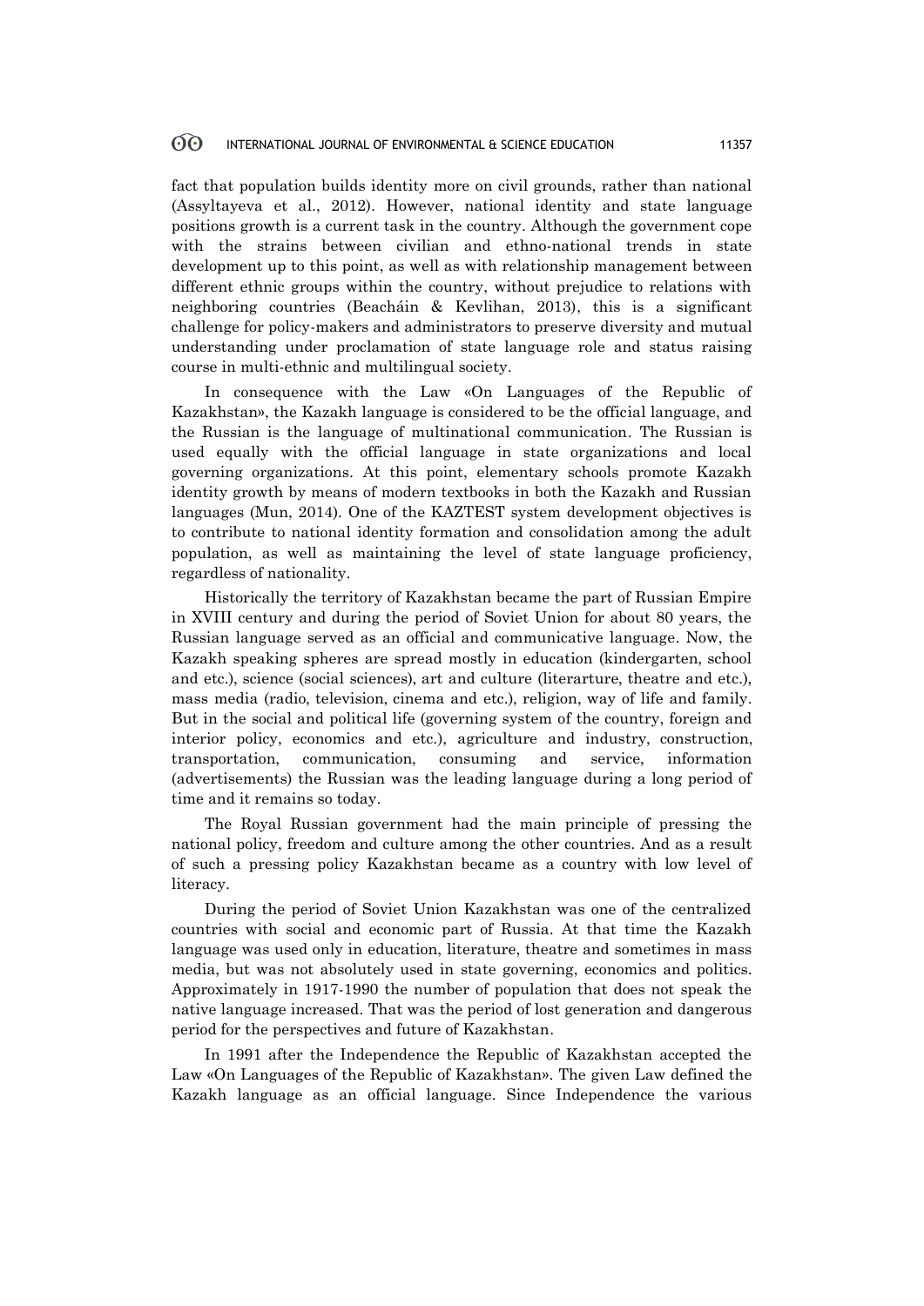fact that population builds identity more on civil grounds, rather than national (Assyltayeva et al., 2012). However, national identity and state language positions growth is a current task in the country. Although the government cope with the strains between civilian and ethno-national trends in state development up to this point, as well as with relationship management between different ethnic groups within the country, without prejudice to relations with neighboring countries (Beacháin & Kevlihan, 2013), this is a significant challenge for policy-makers and administrators to preserve diversity and mutual understanding under proclamation of state language role and status raising course in multi-ethnic and multilingual society.

In consequence with the Law «On Languages of the Republic of Kazakhstan», the Kazakh language is considered to be the official language, and the Russian is the language of multinational communication. The Russian is used equally with the official language in state organizations and local governing organizations. At this point, elementary schools promote Kazakh identity growth by means of modern textbooks in both the Kazakh and Russian languages (Mun, 2014). One of the KAZTEST system development objectives is to contribute to national identity formation and consolidation among the adult population, as well as maintaining the level of state language proficiency, regardless of nationality.

Historically the territory of Kazakhstan became the part of Russian Empire in XVIII century and during the period of Soviet Union for about 80 years, the Russian language served as an official and communicative language. Now, the Kazakh speaking spheres are spread mostly in education (kindergarten, school and etc.), science (social sciences), art and culture (literarture, theatre and etc.), mass media (radio, television, cinema and etc.), religion, way of life and family. But in the social and political life (governing system of the country, foreign and interior policy, economics and etc.), agriculture and industry, construction, transportation, communication, consuming and service, information (advertisements) the Russian was the leading language during a long period of time and it remains so today.

The Royal Russian government had the main principle of pressing the national policy, freedom and culture among the other countries. And as a result of such a pressing policy Kazakhstan became as a country with low level of literacy.

During the period of Soviet Union Kazakhstan was one of the centralized countries with social and economic part of Russia. At that time the Kazakh language was used only in education, literature, theatre and sometimes in mass media, but was not absolutely used in state governing, economics and politics. Approximately in 1917-1990 the number of population that does not speak the native language increased. That was the period of lost generation and dangerous period for the perspectives and future of Kazakhstan.

In 1991 after the Independence the Republic of Kazakhstan accepted the Law «On Languages of the Republic of Kazakhstan». The given Law defined the Kazakh language as an official language. Since Independence the various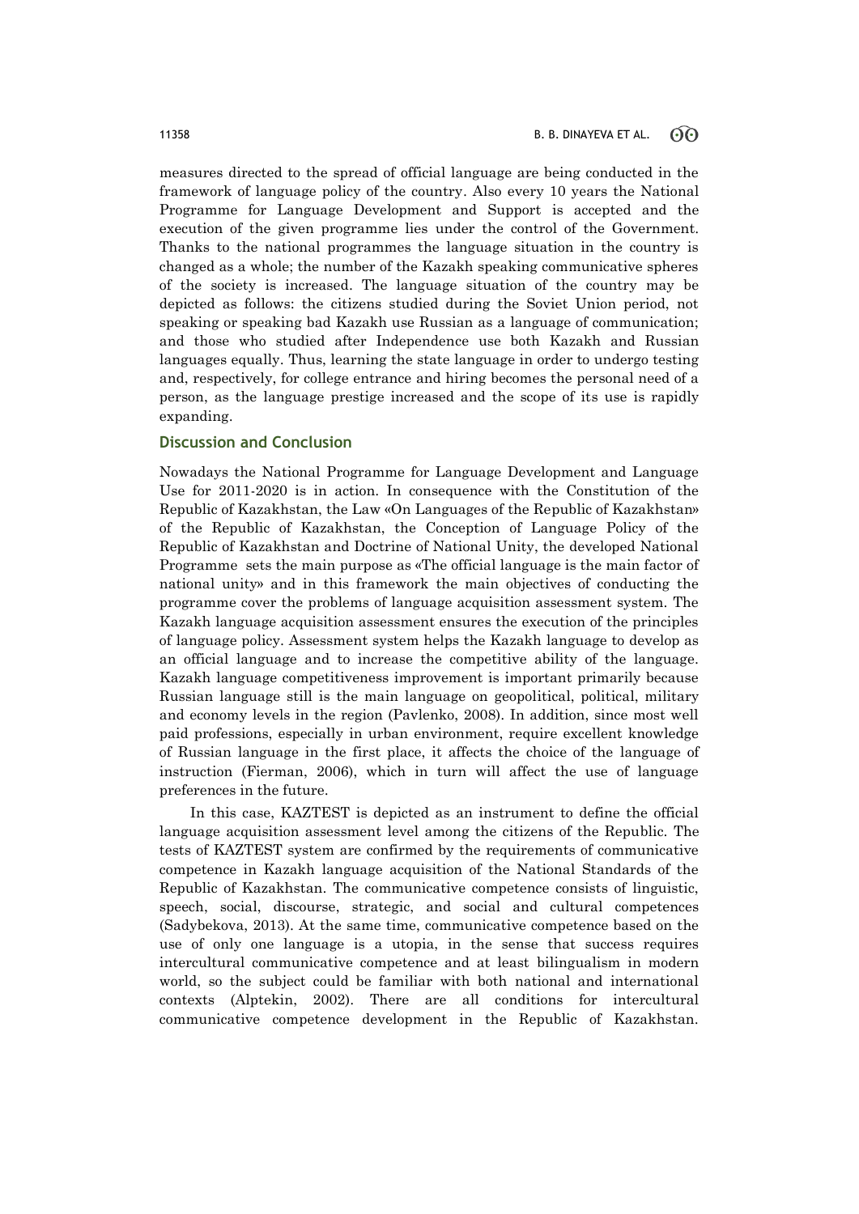measures directed to the spread of official language are being conducted in the framework of language policy of the country. Also every 10 years the National Programme for Language Development and Support is accepted and the execution of the given programme lies under the control of the Government. Thanks to the national programmes the language situation in the country is changed as a whole; the number of the Kazakh speaking communicative spheres of the society is increased. The language situation of the country may be depicted as follows: the citizens studied during the Soviet Union period, not speaking or speaking bad Kazakh use Russian as a language of communication; and those who studied after Independence use both Kazakh and Russian languages equally. Thus, learning the state language in order to undergo testing and, respectively, for college entrance and hiring becomes the personal need of a person, as the language prestige increased and the scope of its use is rapidly expanding.

## Discussion and Conclusion

Nowadays the National Programme for Language Development and Language Use for 2011-2020 is in action. In consequence with the Constitution of the Republic of Kazakhstan, the Law «On Languages of the Republic of Kazakhstan» of the Republic of Kazakhstan, the Conception of Language Policy of the Republic of Kazakhstan and Doctrine of National Unity, the developed National Programme sets the main purpose as «The official language is the main factor of national unity» and in this framework the main objectives of conducting the programme cover the problems of language acquisition assessment system. The Kazakh language acquisition assessment ensures the execution of the principles of language policy. Assessment system helps the Kazakh language to develop as an official language and to increase the competitive ability of the language. Kazakh language competitiveness improvement is important primarily because Russian language still is the main language on geopolitical, political, military and economy levels in the region (Pavlenko, 2008). In addition, since most well paid professions, especially in urban environment, require excellent knowledge of Russian language in the first place, it affects the choice of the language of instruction (Fierman, 2006), which in turn will affect the use of language preferences in the future.

In this case, KAZTEST is depicted as an instrument to define the official language acquisition assessment level among the citizens of the Republic. The tests of KAZTEST system are confirmed by the requirements of communicative competence in Kazakh language acquisition of the National Standards of the Republic of Kazakhstan. The communicative competence consists of linguistic, speech, social, discourse, strategic, and social and cultural competences (Sadybekova, 2013). At the same time, communicative competence based on the use of only one language is a utopia, in the sense that success requires intercultural communicative competence and at least bilingualism in modern world, so the subject could be familiar with both national and international contexts (Alptekin, 2002). There are all conditions for intercultural communicative competence development in the Republic of Kazakhstan.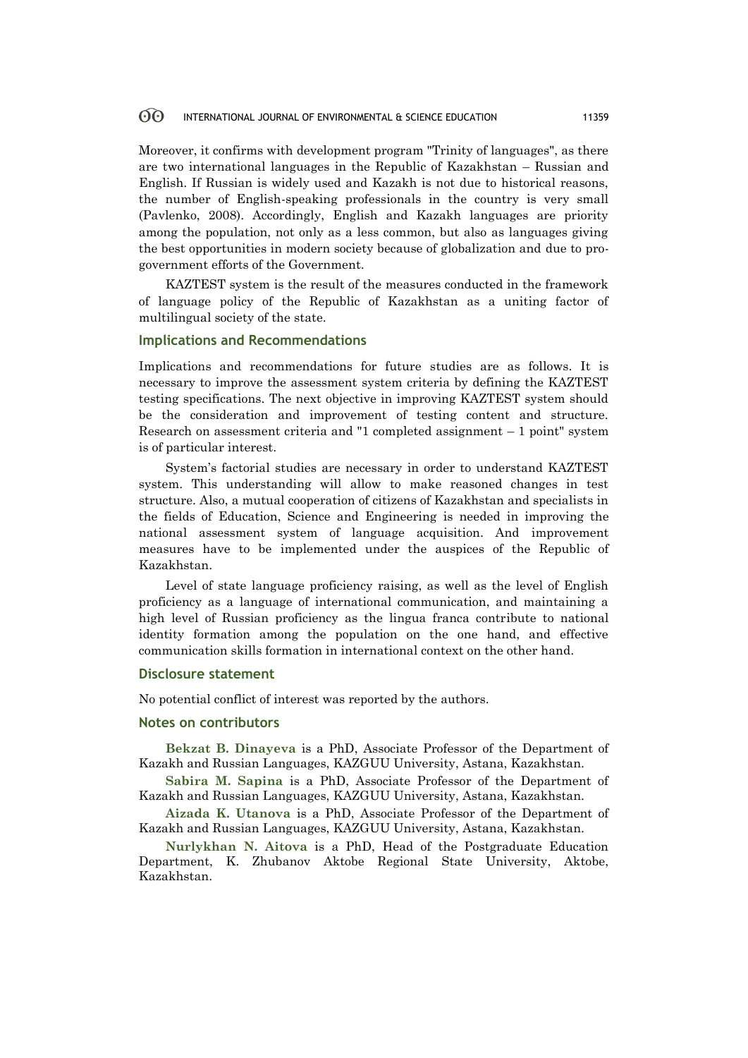Moreover, it confirms with development program "Trinity of languages", as there are two international languages in the Republic of Kazakhstan – Russian and English. If Russian is widely used and Kazakh is not due to historical reasons, the number of English-speaking professionals in the country is very small (Pavlenko, 2008). Accordingly, English and Kazakh languages are priority among the population, not only as a less common, but also as languages giving the best opportunities in modern society because of globalization and due to pro-government efforts of the Government.

KAZTEST system is the result of the measures conducted in the framework of language policy of the Republic of Kazakhstan as a uniting factor of multilingual society of the state.

## Implications and Recommendations

Implications and recommendations for future studies are as follows. It is necessary to improve the assessment system criteria by defining the KAZTEST testing specifications. The next objective in improving KAZTEST system should be the consideration and improvement of testing content and structure. Research on assessment criteria and "1 completed assignment – 1 point" system is of particular interest.

System's factorial studies are necessary in order to understand KAZTEST system. This understanding will allow to make reasoned changes in test structure. Also, a mutual cooperation of citizens of Kazakhstan and specialists in the fields of Education, Science and Engineering is needed in improving the national assessment system of language acquisition. And improvement measures have to be implemented under the auspices of the Republic of Kazakhstan.

Level of state language proficiency raising, as well as the level of English proficiency as a language of international communication, and maintaining a high level of Russian proficiency as the lingua franca contribute to national identity formation among the population on the one hand, and effective communication skills formation in international context on the other hand.

## Disclosure statement

No potential conflict of interest was reported by the authors.

## Notes on contributors

**Bekzat B. Dinayeva** is a PhD, Associate Professor of the Department of Kazakh and Russian Languages, KAZGUU University, Astana, Kazakhstan.

**Sabira M. Sapina** is a PhD, Associate Professor of the Department of Kazakh and Russian Languages, KAZGUU University, Astana, Kazakhstan.

**Aizada K. Utanova** is a PhD, Associate Professor of the Department of Kazakh and Russian Languages, KAZGUU University, Astana, Kazakhstan.

**Nurlykhan N. Aitova** is a PhD, Head of the Postgraduate Education Department, K. Zhubanov Aktobe Regional State University, Aktobe, Kazakhstan.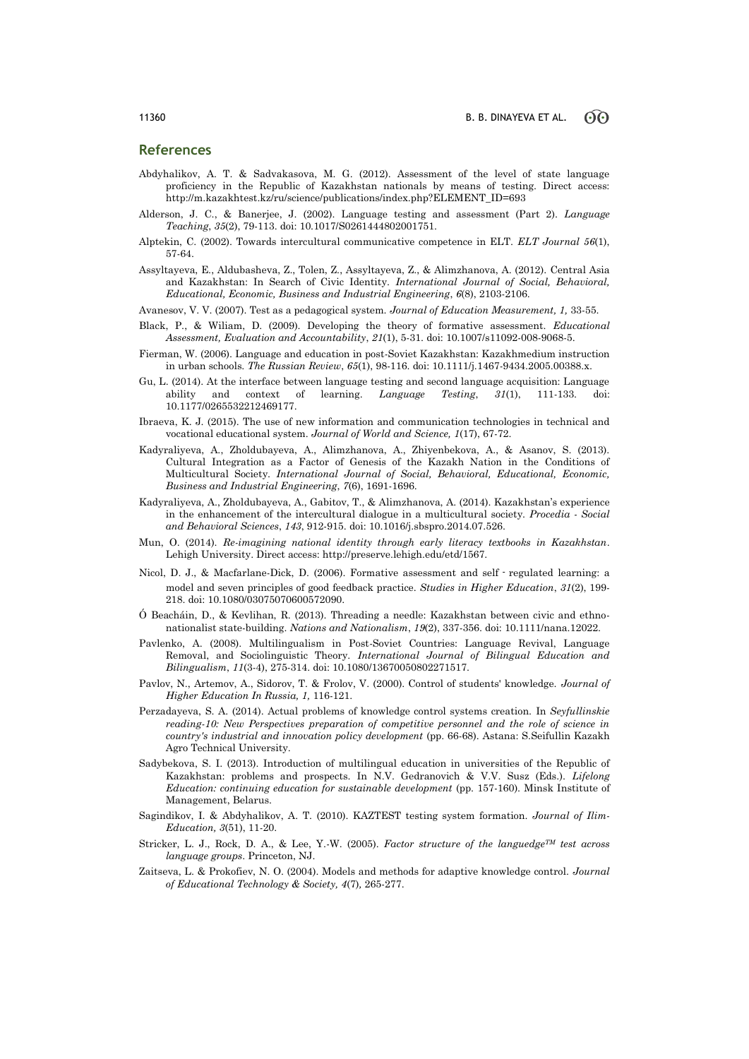## References

Abdyhalikov, A. T. & Sadvakasova, M. G. (2012). Assessment of the level of state language proficiency in the Republic of Kazakhstan nationals by means of testing. Direct access: http://m.kazakhtest.kz/ru/science/publications/index.php?ELEMENT_ID=693

Alderson, J. C., & Banerjee, J. (2002). Language testing and assessment (Part 2). *Language Teaching*, *35*(2), 79-113. doi: 10.1017/S0261444802001751.

Alptekin, C. (2002). Towards intercultural communicative competence in ELT. *ELT Journal 56*(1), 57-64.

Assyltayeva, E., Aldubasheva, Z., Tolen, Z., Assyltayeva, Z., & Alimzhanova, A. (2012). Central Asia and Kazakhstan: In Search of Civic Identity. *International Journal of Social, Behavioral, Educational, Economic, Business and Industrial Engineering*, *6*(8), 2103-2106.

Avanesov, V. V. (2007). Test as a pedagogical system. *Journal of Education Measurement, 1,* 33-55.

Black, P., & Wiliam, D. (2009). Developing the theory of formative assessment. *Educational Assessment, Evaluation and Accountability*, *21*(1), 5-31. doi: 10.1007/s11092-008-9068-5.

Fierman, W. (2006). Language and education in post-Soviet Kazakhstan: Kazakhmedium instruction in urban schools. *The Russian Review*, *65*(1), 98-116. doi: 10.1111/j.1467-9434.2005.00388.x.

Gu, L. (2014). At the interface between language testing and second language acquisition: Language ability and context of learning. *Language Testing*, *31*(1), 111-133. doi: 10.1177/0265532212469177.

Ibraeva, K. J. (2015). The use of new information and communication technologies in technical and vocational educational system. *Journal of World and Science, 1*(17), 67-72.

Kadyraliyeva, A., Zholdubayeva, A., Alimzhanova, A., Zhiyenbekova, A., & Asanov, S. (2013). Cultural Integration as a Factor of Genesis of the Kazakh Nation in the Conditions of Multicultural Society. *International Journal of Social, Behavioral, Educational, Economic, Business and Industrial Engineering*, *7*(6), 1691-1696.

Kadyraliyeva, A., Zholdubayeva, A., Gabitov, T., & Alimzhanova, A. (2014). Kazakhstan's experience in the enhancement of the intercultural dialogue in a multicultural society. *Procedia - Social and Behavioral Sciences*, *143*, 912-915. doi: 10.1016/j.sbspro.2014.07.526.

Mun, O. (2014). *Re-imagining national identity through early literacy textbooks in Kazakhstan*. Lehigh University. Direct access: http://preserve.lehigh.edu/etd/1567.

Nicol, D. J., & Macfarlane-Dick, D. (2006). Formative assessment and self - regulated learning: a model and seven principles of good feedback practice. *Studies in Higher Education*, *31*(2), 199-218. doi: 10.1080/03075070600572090.

Ó Beacháin, D., & Kevlihan, R. (2013). Threading a needle: Kazakhstan between civic and ethno-nationalist state-building. *Nations and Nationalism*, *19*(2), 337-356. doi: 10.1111/nana.12022.

Pavlenko, A. (2008). Multilingualism in Post-Soviet Countries: Language Revival, Language Removal, and Sociolinguistic Theory. *International Journal of Bilingual Education and Bilingualism*, *11*(3-4), 275-314. doi: 10.1080/13670050802271517.

Pavlov, N., Artemov, A., Sidorov, T. & Frolov, V. (2000). Control of students' knowledge. *Journal of Higher Education In Russia, 1,* 116-121.

Perzadayeva, S. A. (2014). Actual problems of knowledge control systems creation. In *Seyfullinskie reading-10: New Perspectives preparation of competitive personnel and the role of science in country's industrial and innovation policy development* (pp. 66-68). Astana: S.Seifullin Kazakh Agro Technical University.

Sadybekova, S. I. (2013). Introduction of multilingual education in universities of the Republic of Kazakhstan: problems and prospects. In N.V. Gedranovich & V.V. Susz (Eds.). *Lifelong Education: continuing education for sustainable development* (pp. 157-160). Minsk Institute of Management, Belarus.

Sagindikov, I. & Abdyhalikov, A. T. (2010). KAZTEST testing system formation. *Journal of Ilim-Education, 3*(51), 11-20.

Stricker, L. J., Rock, D. A., & Lee, Y.-W. (2005). *Factor structure of the languedge™ test across language groups*. Princeton, NJ.

Zaitseva, L. & Prokofiev, N. O. (2004). Models and methods for adaptive knowledge control. *Journal of Educational Technology & Society, 4*(7)*,* 265-277.